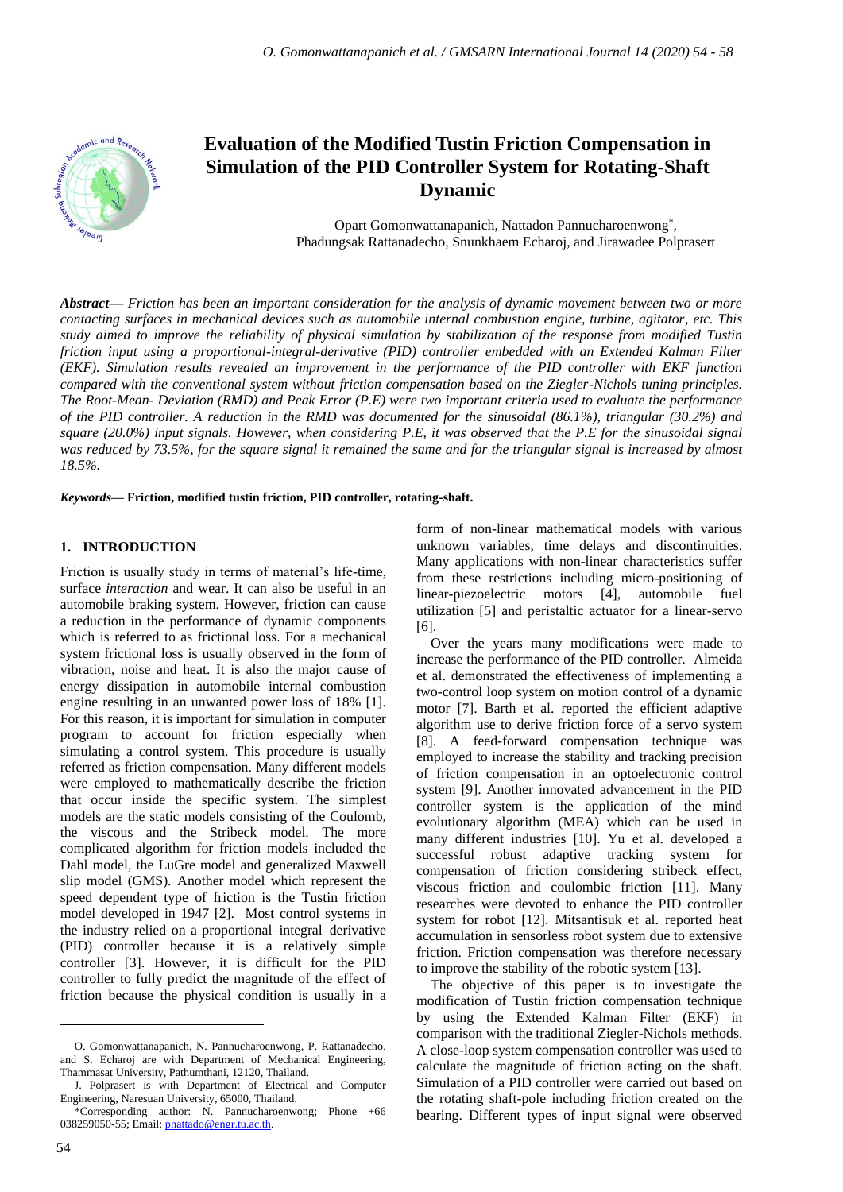# Evaluation of the Modified Tustin Friction Compensation in Simulation of the PID Controller System for Rotating-Shaft Dynamic

Opart Gomonwattanapanich, Nattadon Pannucharoenwong*, Phadungsak Rattanadecho, Snunkhaem Echaroj, and Jirawadee Polprasert

***Abstract***— *Friction has been an important consideration for the analysis of dynamic movement between two or more contacting surfaces in mechanical devices such as automobile internal combustion engine, turbine, agitator, etc. This study aimed to improve the reliability of physical simulation by stabilization of the response from modified Tustin friction input using a proportional-integral-derivative (PID) controller embedded with an Extended Kalman Filter (EKF). Simulation results revealed an improvement in the performance of the PID controller with EKF function compared with the conventional system without friction compensation based on the Ziegler-Nichols tuning principles. The Root-Mean- Deviation (RMD) and Peak Error (P.E) were two important criteria used to evaluate the performance of the PID controller. A reduction in the RMD was documented for the sinusoidal (86.1%), triangular (30.2%) and square (20.0%) input signals. However, when considering P.E, it was observed that the P.E for the sinusoidal signal was reduced by 73.5%, for the square signal it remained the same and for the triangular signal is increased by almost 18.5%.*

***Keywords***— **Friction, modified tustin friction, PID controller, rotating-shaft.**

## 1. INTRODUCTION

Friction is usually study in terms of material's life-time, surface *interaction* and wear. It can also be useful in an automobile braking system. However, friction can cause a reduction in the performance of dynamic components which is referred to as frictional loss. For a mechanical system frictional loss is usually observed in the form of vibration, noise and heat. It is also the major cause of energy dissipation in automobile internal combustion engine resulting in an unwanted power loss of 18% [1]. For this reason, it is important for simulation in computer program to account for friction especially when simulating a control system. This procedure is usually referred as friction compensation. Many different models were employed to mathematically describe the friction that occur inside the specific system. The simplest models are the static models consisting of the Coulomb, the viscous and the Stribeck model. The more complicated algorithm for friction models included the Dahl model, the LuGre model and generalized Maxwell slip model (GMS). Another model which represent the speed dependent type of friction is the Tustin friction model developed in 1947 [2]. Most control systems in the industry relied on a proportional–integral–derivative (PID) controller because it is a relatively simple controller [3]. However, it is difficult for the PID controller to fully predict the magnitude of the effect of friction because the physical condition is usually in a form of non-linear mathematical models with various unknown variables, time delays and discontinuities. Many applications with non-linear characteristics suffer from these restrictions including micro-positioning of linear-piezoelectric motors [4], automobile fuel utilization [5] and peristaltic actuator for a linear-servo [6].

Over the years many modifications were made to increase the performance of the PID controller. Almeida et al. demonstrated the effectiveness of implementing a two-control loop system on motion control of a dynamic motor [7]. Barth et al. reported the efficient adaptive algorithm use to derive friction force of a servo system [8]. A feed-forward compensation technique was employed to increase the stability and tracking precision of friction compensation in an optoelectronic control system [9]. Another innovated advancement in the PID controller system is the application of the mind evolutionary algorithm (MEA) which can be used in many different industries [10]. Yu et al. developed a successful robust adaptive tracking system for compensation of friction considering stribeck effect, viscous friction and coulombic friction [11]. Many researches were devoted to enhance the PID controller system for robot [12]. Mitsantisuk et al. reported heat accumulation in sensorless robot system due to extensive friction. Friction compensation was therefore necessary to improve the stability of the robotic system [13].

The objective of this paper is to investigate the modification of Tustin friction compensation technique by using the Extended Kalman Filter (EKF) in comparison with the traditional Ziegler-Nichols methods. A close-loop system compensation controller was used to calculate the magnitude of friction acting on the shaft. Simulation of a PID controller were carried out based on the rotating shaft-pole including friction created on the bearing. Different types of input signal were observed

O. Gomonwattanapanich, N. Pannucharoenwong, P. Rattanadecho, and S. Echaroj are with Department of Mechanical Engineering, Thammasat University, Pathumthani, 12120, Thailand.

J. Polprasert is with Department of Electrical and Computer Engineering, Naresuan University, 65000, Thailand.

*Corresponding author: N. Pannucharoenwong; Phone +66 038259050-55; Email: pnattado@engr.tu.ac.th.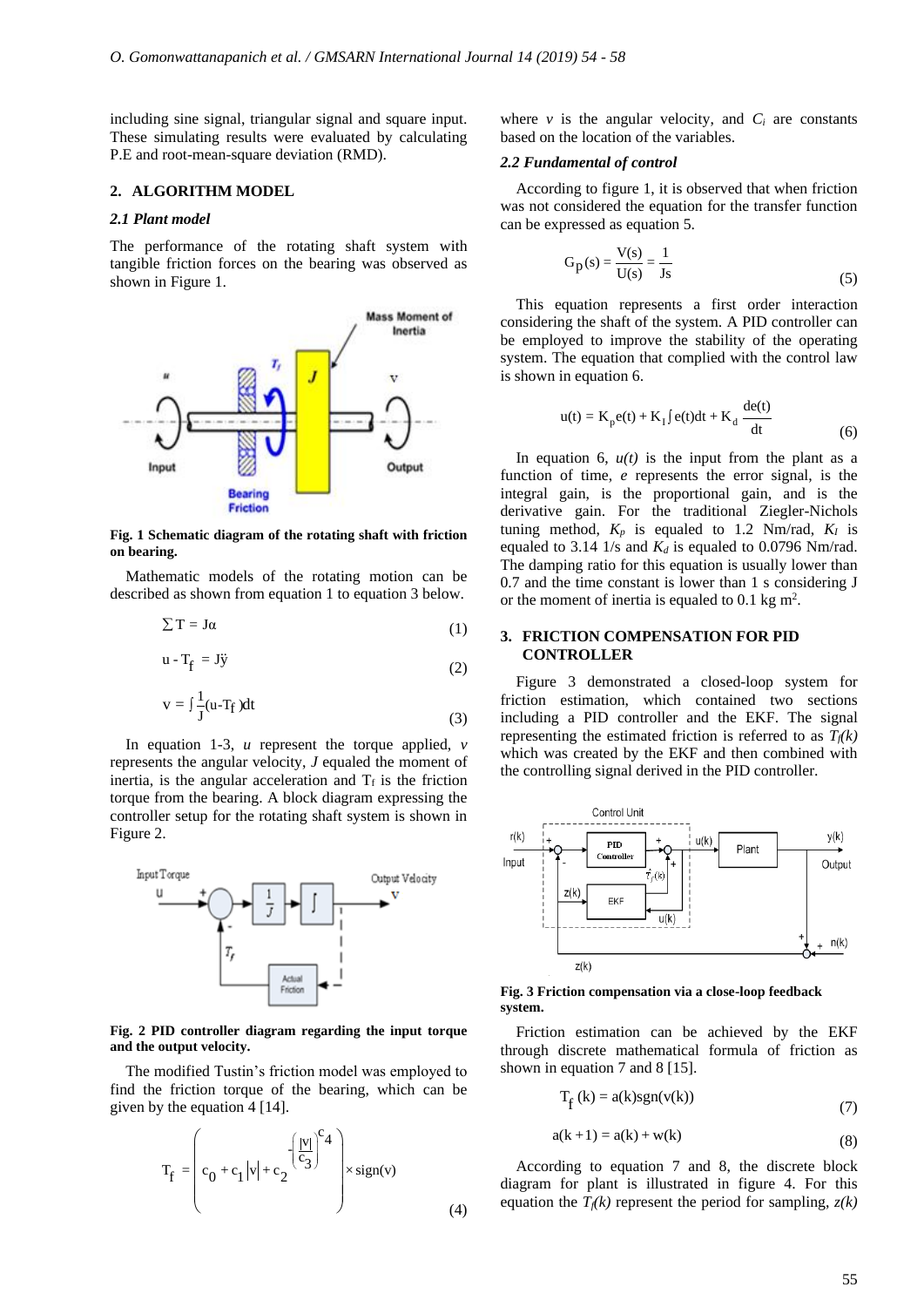including sine signal, triangular signal and square input. These simulating results were evaluated by calculating P.E and root-mean-square deviation (RMD).

## 2. ALGORITHM MODEL

### 2.1 Plant model

The performance of the rotating shaft system with tangible friction forces on the bearing was observed as shown in Figure 1.

**Fig. 1 Schematic diagram of the rotating shaft with friction on bearing.**

Mathematic models of the rotating motion can be described as shown from equation 1 to equation 3 below.

$$\sum T = J\alpha \tag{1}$$

$$u - T_f = J\ddot{y} \tag{2}$$

$$v = \int \frac{1}{J}(u - T_f)dt \tag{3}$$

In equation 1-3, $u$ represent the torque applied, $v$ represents the angular velocity, $J$ the moment of inertia, is the angular acceleration and $T_f$ is the friction torque from the bearing. A block diagram expressing the controller setup for the rotating shaft system is shown in Figure 2.

**Fig. 2 PID controller diagram regarding the input torque and the output velocity.**

The modified Tustin's friction model was employed to find the friction torque of the bearing, which can be given by the equation 4 [14].

$$T_f = \left( c_0 + c_1|v| + c_2^{-\left(\frac{|v|}{c_3}\right)^{c_4}} \right) \times \text{sign}(v) \tag{4}$$

where $v$ is the angular velocity, and $C_i$ are constants based on the location of the variables.

### 2.2 Fundamental of control

According to figure 1, it is observed that when friction was not considered the equation for the transfer function can be expressed as equation 5.

$$G_p(s) = \frac{V(s)}{U(s)} = \frac{1}{Js} \tag{5}$$

This equation represents a first order interaction considering the shaft of the system. A PID controller can be employed to improve the stability of the operating system. The equation that complied with the control law is shown in equation 6.

$$u(t) = K_p e(t) + K_I \int e(t)dt + K_d \frac{de(t)}{dt} \tag{6}$$

In equation 6, $u(t)$ is the input from the plant as a function of time, $e$ represents the error signal, is the integral gain, is the proportional gain, and is the derivative gain. For the traditional Ziegler-Nichols tuning method, $K_p$ is equaled to 1.2 Nm/rad, $K_I$ is equaled to 3.14 1/s and $K_d$ is equaled to 0.0796 Nm/rad. The damping ratio for this equation is usually lower than 0.7 and the time constant is lower than 1 s considering J or the moment of inertia is equaled to 0.1 kg m[2].

## 3. FRICTION COMPENSATION FOR PID CONTROLLER

Figure 3 demonstrated a closed-loop system for friction estimation, which contained two sections including a PID controller and the EKF. The signal representing the estimated friction is referred to as $T_f(k)$ which was created by the EKF and then combined with the controlling signal derived in the PID controller.

**Fig. 3 Friction compensation via a close-loop feedback system.**

Friction estimation can be achieved by the EKF through discrete mathematical formula of friction as shown in equation 7 and 8 [15].

$$T_f(k) = a(k)\text{sgn}(v(k)) \tag{7}$$

$$a(k+1) = a(k) + w(k) \tag{8}$$

According to equation 7 and 8, the discrete block diagram for plant is illustrated in figure 4. For this equation the $T_f(k)$ represent the period for sampling, $z(k)$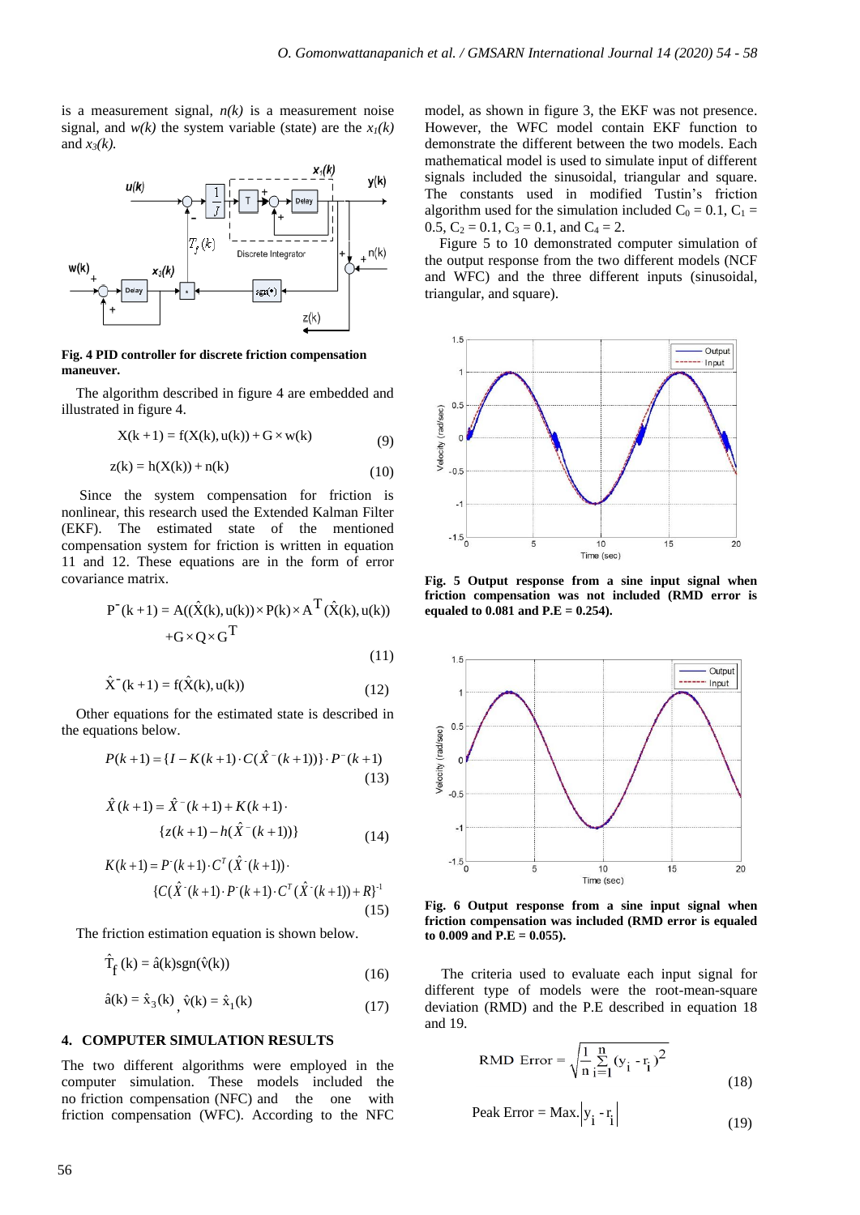is a measurement signal, $n(k)$ is a measurement noise signal, and $w(k)$ the system variable (state) are the $x_1(k)$ and $x_3(k)$.

**Fig. 4 PID controller for discrete friction compensation maneuver.**

The algorithm described in figure 4 are embedded and illustrated in figure 4.

$$X(k+1) = f(X(k), u(k)) + G \times w(k) \tag{9}$$

$$z(k) = h(X(k)) + n(k) \tag{10}$$

Since the system compensation for friction is nonlinear, this research used the Extended Kalman Filter (EKF). The estimated state of the mentioned compensation system for friction is written in equation 11 and 12. These equations are in the form of error covariance matrix.

$$P^{-}(k+1) = A((\hat{X}(k), u(k)) \times P(k) \times A^{T}(\hat{X}(k), u(k)) + G \times Q \times G^{T} \tag{11}$$

$$\hat{X}^{-}(k+1) = f(\hat{X}(k), u(k)) \tag{12}$$

Other equations for the estimated state is described in the equations below.

$$P(k+1) = \{I - K(k+1) \cdot C(\hat{X}^{-}(k+1))\} \cdot P^{-}(k+1) \tag{13}$$

$$\hat{X}(k+1) = \hat{X}^{-}(k+1) + K(k+1) \cdot \{z(k+1) - h(\hat{X}^{-}(k+1))\} \tag{14}$$

$$K(k+1) = P^{-}(k+1) \cdot C^{T}(\hat{X}^{-}(k+1)) \cdot \{C(\hat{X}^{-}(k+1) \cdot P^{-}(k+1) \cdot C^{T}(\hat{X}^{-}(k+1)) + R\}^{-1} \tag{15}$$

The friction estimation equation is shown below.

$$\hat{T}_f(k) = \hat{a}(k)\mathrm{sgn}(\hat{v}(k)) \tag{16}$$

$$\hat{a}(k) = \hat{x}_3(k), \; \hat{v}(k) = \hat{x}_1(k) \tag{17}$$

## 4. COMPUTER SIMULATION RESULTS

The two different algorithms were employed in the computer simulation. These models included the no friction compensation (NFC) and the one with friction compensation (WFC). According to the NFC model, as shown in figure 3, the EKF was not presence. However, the WFC model contain EKF function to demonstrate the different between the two models. Each mathematical model is used to simulate input of different signals included the sinusoidal, triangular and square. The constants used in modified Tustin's friction algorithm used for the simulation included $C_0 = 0.1$, $C_1 = 0.5$, $C_2 = 0.1$, $C_3 = 0.1$, and $C_4 = 2$.

Figure 5 to 10 demonstrated computer simulation of the output response from the two different models (NCF and WFC) and the three different inputs (sinusoidal, triangular, and square).

**Fig. 5 Output response from a sine input signal when friction compensation was not included (RMD error is equaled to 0.081 and P.E = 0.254).**

**Fig. 6 Output response from a sine input signal when friction compensation was included (RMD error is equaled to 0.009 and P.E = 0.055).**

The criteria used to evaluate each input signal for different type of models were the root-mean-square deviation (RMD) and the P.E described in equation 18 and 19.

$$\text{RMD Error} = \sqrt{\frac{1}{n}\sum_{i=1}^{n}(y_i - r_i)^2} \tag{18}$$

$$\text{Peak Error} = \text{Max.}\left|y_i - r_i\right| \tag{19}$$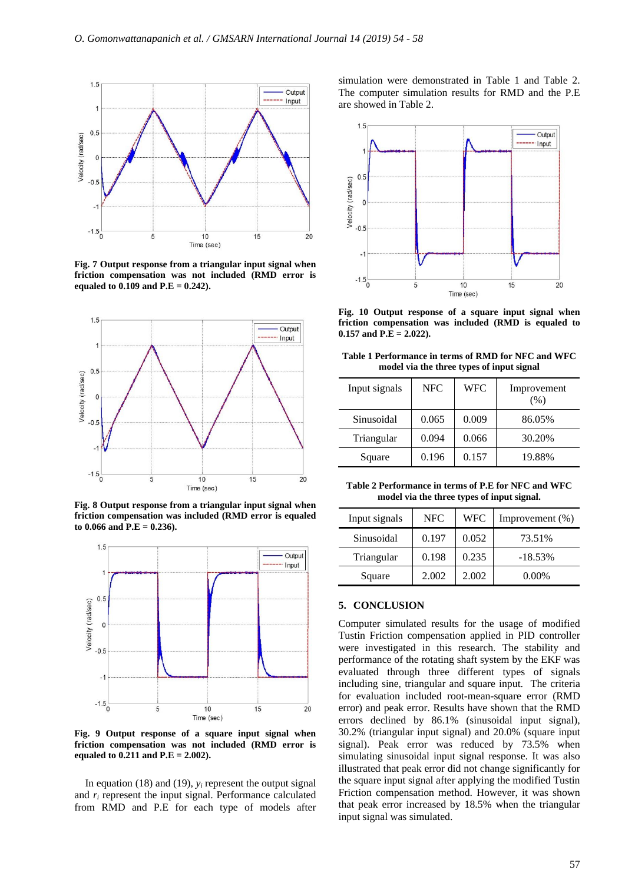**Fig. 7 Output response from a triangular input signal when friction compensation was not included (RMD error is equaled to 0.109 and P.E = 0.242).**

**Fig. 8 Output response from a triangular input signal when friction compensation was included (RMD error is equaled to 0.066 and P.E = 0.236).**

**Fig. 9 Output response of a square input signal when friction compensation was not included (RMD error is equaled to 0.211 and P.E = 2.002).**

In equation (18) and (19), $y_i$ represent the output signal and $r_i$ represent the input signal. Performance calculated from RMD and P.E for each type of models after simulation were demonstrated in Table 1 and Table 2. The computer simulation results for RMD and the P.E are showed in Table 2.

**Fig. 10 Output response of a square input signal when friction compensation was included (RMD is equaled to 0.157 and P.E = 2.022).**

**Table 1 Performance in terms of RMD for NFC and WFC model via the three types of input signal**

| Input signals | NFC | WFC | Improvement (%) |
|---|---|---|---|
| Sinusoidal | 0.065 | 0.009 | 86.05% |
| Triangular | 0.094 | 0.066 | 30.20% |
| Square | 0.196 | 0.157 | 19.88% |

**Table 2 Performance in terms of P.E for NFC and WFC model via the three types of input signal.**

| Input signals | NFC | WFC | Improvement (%) |
|---|---|---|---|
| Sinusoidal | 0.197 | 0.052 | 73.51% |
| Triangular | 0.198 | 0.235 | -18.53% |
| Square | 2.002 | 2.002 | 0.00% |

## 5. CONCLUSION

Computer simulated results for the usage of modified Tustin Friction compensation applied in PID controller were investigated in this research. The stability and performance of the rotating shaft system by the EKF was evaluated through three different types of signals including sine, triangular and square input. The criteria for evaluation included root-mean-square error (RMD error) and peak error. Results have shown that the RMD errors declined by 86.1% (sinusoidal input signal), 30.2% (triangular input signal) and 20.0% (square input signal). Peak error was reduced by 73.5% when simulating sinusoidal input signal response. It was also illustrated that peak error did not change significantly for the square input signal after applying the modified Tustin Friction compensation method. However, it was shown that peak error increased by 18.5% when the triangular input signal was simulated.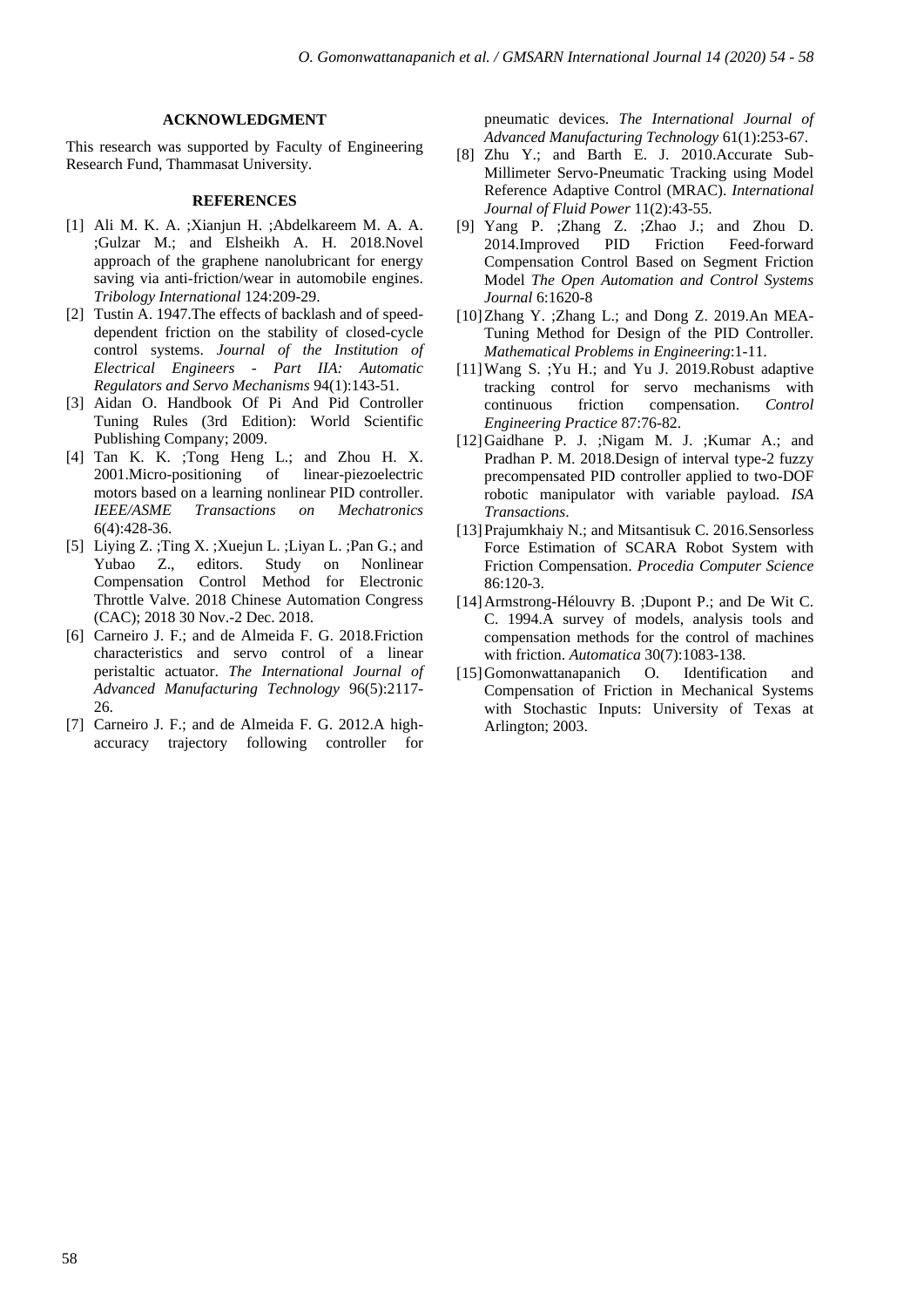## ACKNOWLEDGMENT

This research was supported by Faculty of Engineering Research Fund, Thammasat University.

## REFERENCES

[1] Ali M. K. A. ;Xianjun H. ;Abdelkareem M. A. A. ;Gulzar M.; and Elsheikh A. H. 2018.Novel approach of the graphene nanolubricant for energy saving via anti-friction/wear in automobile engines. *Tribology International* 124:209-29.

[2] Tustin A. 1947.The effects of backlash and of speed-dependent friction on the stability of closed-cycle control systems. *Journal of the Institution of Electrical Engineers - Part IIA: Automatic Regulators and Servo Mechanisms* 94(1):143-51.

[3] Aidan O. Handbook Of Pi And Pid Controller Tuning Rules (3rd Edition): World Scientific Publishing Company; 2009.

[4] Tan K. K. ;Tong Heng L.; and Zhou H. X. 2001.Micro-positioning of linear-piezoelectric motors based on a learning nonlinear PID controller. *IEEE/ASME Transactions on Mechatronics* 6(4):428-36.

[5] Liying Z. ;Ting X. ;Xuejun L. ;Liyan L. ;Pan G.; and Yubao Z., editors. Study on Nonlinear Compensation Control Method for Electronic Throttle Valve. 2018 Chinese Automation Congress (CAC); 2018 30 Nov.-2 Dec. 2018.

[6] Carneiro J. F.; and de Almeida F. G. 2018.Friction characteristics and servo control of a linear peristaltic actuator. *The International Journal of Advanced Manufacturing Technology* 96(5):2117-26.

[7] Carneiro J. F.; and de Almeida F. G. 2012.A high-accuracy trajectory following controller for pneumatic devices. *The International Journal of Advanced Manufacturing Technology* 61(1):253-67.

[8] Zhu Y.; and Barth E. J. 2010.Accurate Sub-Millimeter Servo-Pneumatic Tracking using Model Reference Adaptive Control (MRAC). *International Journal of Fluid Power* 11(2):43-55.

[9] Yang P. ;Zhang Z. ;Zhao J.; and Zhou D. 2014.Improved PID Friction Feed-forward Compensation Control Based on Segment Friction Model *The Open Automation and Control Systems Journal* 6:1620-8

[10] Zhang Y. ;Zhang L.; and Dong Z. 2019.An MEA-Tuning Method for Design of the PID Controller. *Mathematical Problems in Engineering*:1-11.

[11] Wang S. ;Yu H.; and Yu J. 2019.Robust adaptive tracking control for servo mechanisms with continuous friction compensation. *Control Engineering Practice* 87:76-82.

[12] Gaidhane P. J. ;Nigam M. J. ;Kumar A.; and Pradhan P. M. 2018.Design of interval type-2 fuzzy precompensated PID controller applied to two-DOF robotic manipulator with variable payload. *ISA Transactions*.

[13] Prajumkhaiy N.; and Mitsantisuk C. 2016.Sensorless Force Estimation of SCARA Robot System with Friction Compensation. *Procedia Computer Science* 86:120-3.

[14] Armstrong-Hélouvry B. ;Dupont P.; and De Wit C. C. 1994.A survey of models, analysis tools and compensation methods for the control of machines with friction. *Automatica* 30(7):1083-138.

[15] Gomonwattanapanich O. Identification and Compensation of Friction in Mechanical Systems with Stochastic Inputs: University of Texas at Arlington; 2003.